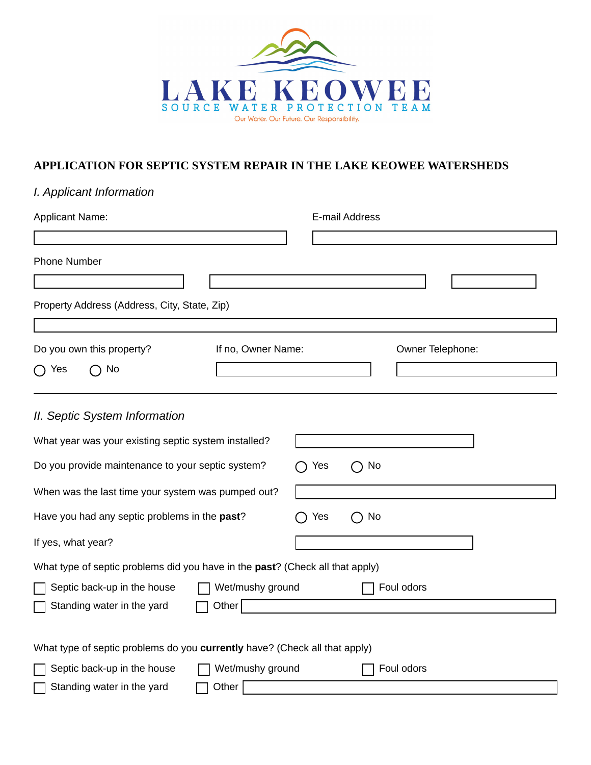LAKE KEOWEE

SOURCE WATER PROTECTION TEAM

Our Water. Our Future. Our Responsibility.

# APPLICATION FOR SEPTIC SYSTEM REPAIR IN THE LAKE KEOWEE WATERSHEDS

## *I. Applicant Information*

Applicant Name: ____________________

E-mail Address ____________________

Phone Number ____________________

Property Address (Address, City, State, Zip) ____________________

Do you own this property? ◯ Yes ◯ No

If no, Owner Name: ____________________

Owner Telephone: ____________________

---

## *II. Septic System Information*

What year was your existing septic system installed? ____________________

Do you provide maintenance to your septic system? ◯ Yes ◯ No

When was the last time your system was pumped out? ____________________

Have you had any septic problems in the **past**? ◯ Yes ◯ No

If yes, what year? ____________________

What type of septic problems did you have in the **past**? (Check all that apply)

- ☐ Septic back-up in the house
- ☐ Wet/mushy ground
- ☐ Foul odors
- ☐ Standing water in the yard
- ☐ Other ____________________

What type of septic problems do you **currently** have? (Check all that apply)

- ☐ Septic back-up in the house
- ☐ Wet/mushy ground
- ☐ Foul odors
- ☐ Standing water in the yard
- ☐ Other ____________________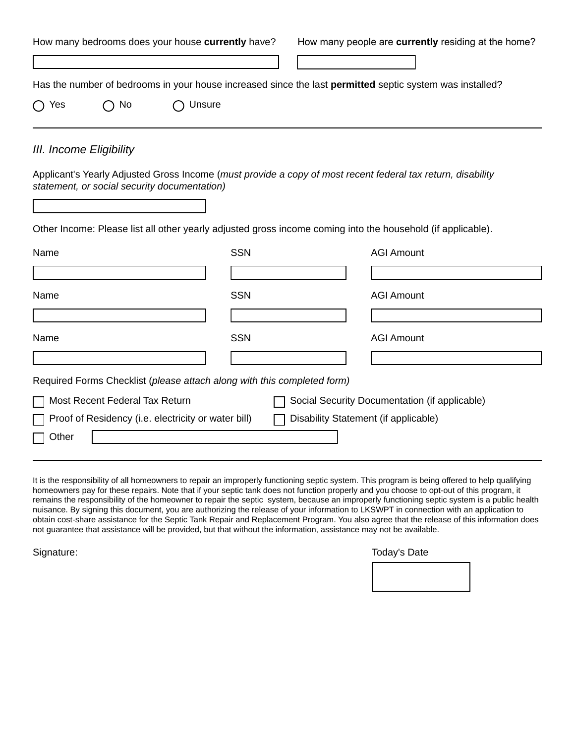How many bedrooms does your house **currently** have?

How many people are **currently** residing at the home?

Has the number of bedrooms in your house increased since the last **permitted** septic system was installed?

- ○ Yes
- ○ No
- ○ Unsure

---

### *III. Income Eligibility*

Applicant's Yearly Adjusted Gross Income (*must provide a copy of most recent federal tax return, disability statement, or social security documentation)*

Other Income: Please list all other yearly adjusted gross income coming into the household (if applicable).

| Name | SSN | AGI Amount |
|---|---|---|
| | | |
| | | |
| | | |

Required Forms Checklist (*please attach along with this completed form)*

- ☐ Most Recent Federal Tax Return
- ☐ Social Security Documentation (if applicable)
- ☐ Proof of Residency (i.e. electricity or water bill)
- ☐ Disability Statement (if applicable)
- ☐ Other

---

It is the responsibility of all homeowners to repair an improperly functioning septic system. This program is being offered to help qualifying homeowners pay for these repairs. Note that if your septic tank does not function properly and you choose to opt-out of this program, it remains the responsibility of the homeowner to repair the septic system, because an improperly functioning septic system is a public health nuisance. By signing this document, you are authorizing the release of your information to LKSWPT in connection with an application to obtain cost-share assistance for the Septic Tank Repair and Replacement Program. You also agree that the release of this information does not guarantee that assistance will be provided, but that without the information, assistance may not be available.

Signature:

Today's Date